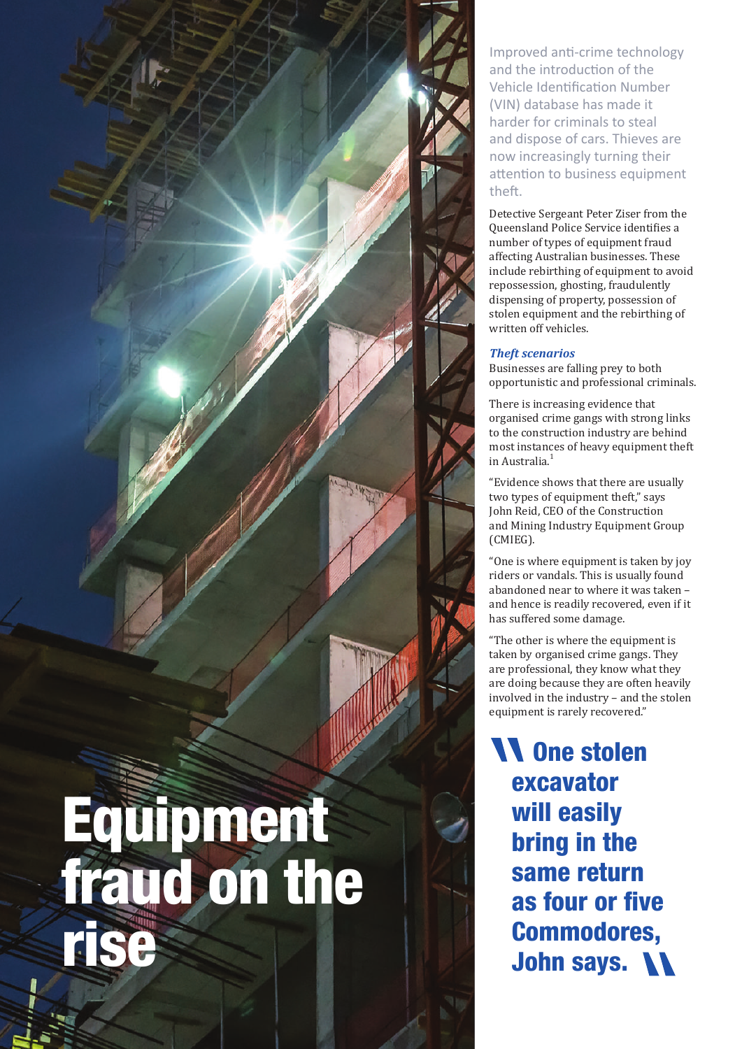# Equipment fraud on the rise

Improved anti-crime technology and the introduction of the Vehicle Identification Number (VIN) database has made it harder for criminals to steal and dispose of cars. Thieves are now increasingly turning their attention to business equipment theft.

Detective Sergeant Peter Ziser from the Queensland Police Service identifies a number of types of equipment fraud affecting Australian businesses. These include rebirthing of equipment to avoid repossession, ghosting, fraudulently dispensing of property, possession of stolen equipment and the rebirthing of written off vehicles.

### *Theft scenarios*

Businesses are falling prey to both opportunistic and professional criminals.

There is increasing evidence that organised crime gangs with strong links to the construction industry are behind most instances of heavy equipment theft in Australia.[1]

"Evidence shows that there are usually two types of equipment theft," says John Reid, CEO of the Construction and Mining Industry Equipment Group (CMIEG).

"One is where equipment is taken by joy riders or vandals. This is usually found abandoned near to where it was taken – and hence is readily recovered, even if it has suffered some damage.

"The other is where the equipment is taken by organised crime gangs. They are professional, they know what they are doing because they are often heavily involved in the industry – and the stolen equipment is rarely recovered."

> **One stolen excavator will easily bring in the same return as four or five Commodores, John says.**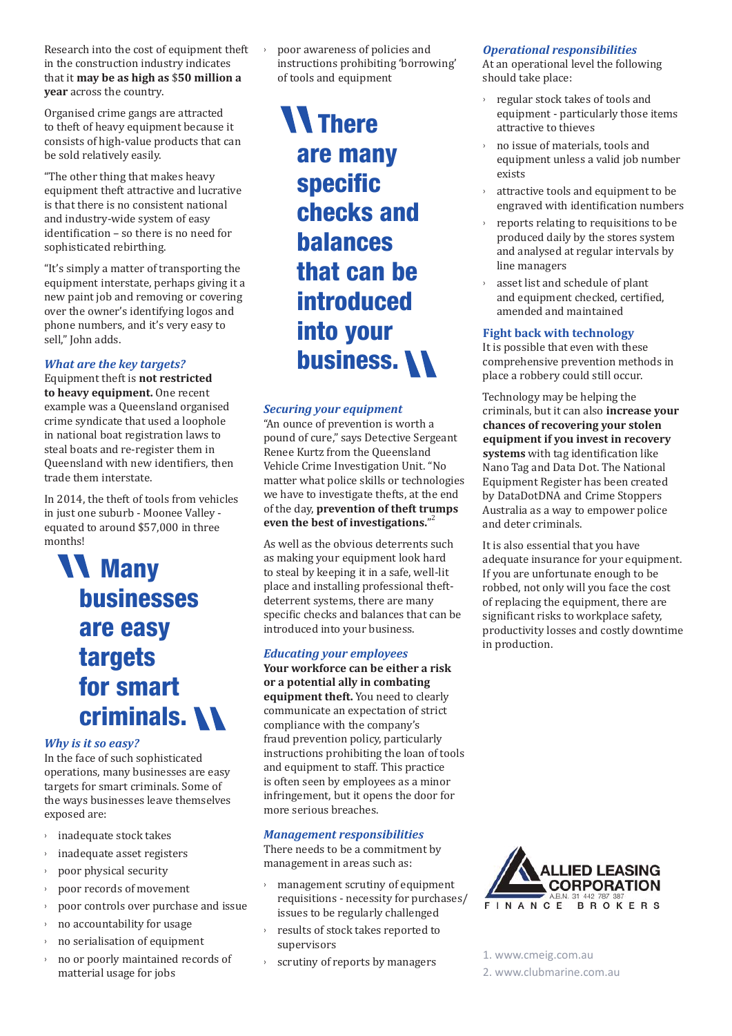Research into the cost of equipment theft in the construction industry indicates that it **may be as high as $50 million a year** across the country.

Organised crime gangs are attracted to theft of heavy equipment because it consists of high-value products that can be sold relatively easily.

"The other thing that makes heavy equipment theft attractive and lucrative is that there is no consistent national and industry-wide system of easy identification – so there is no need for sophisticated rebirthing.

"It's simply a matter of transporting the equipment interstate, perhaps giving it a new paint job and removing or covering over the owner's identifying logos and phone numbers, and it's very easy to sell," John adds.

### *What are the key targets?*

Equipment theft is **not restricted to heavy equipment.** One recent example was a Queensland organised crime syndicate that used a loophole in national boat registration laws to steal boats and re-register them in Queensland with new identifiers, then trade them interstate.

In 2014, the theft of tools from vehicles in just one suburb - Moonee Valley - equated to around $57,000 in three months!

> **Many businesses are easy targets for smart criminals.**

### *Why is it so easy?*

In the face of such sophisticated operations, many businesses are easy targets for smart criminals. Some of the ways businesses leave themselves exposed are:

- inadequate stock takes
- inadequate asset registers
- poor physical security
- poor records of movement
- poor controls over purchase and issue
- no accountability for usage
- no serialisation of equipment
- no or poorly maintained records of matterial usage for jobs
- poor awareness of policies and instructions prohibiting 'borrowing' of tools and equipment

> **There are many specific checks and balances that can be introduced into your business.**

### *Securing your equipment*

"An ounce of prevention is worth a pound of cure," says Detective Sergeant Renee Kurtz from the Queensland Vehicle Crime Investigation Unit. "No matter what police skills or technologies we have to investigate thefts, at the end of the day, **prevention of theft trumps even the best of investigations.**"[2]

As well as the obvious deterrents such as making your equipment look hard to steal by keeping it in a safe, well-lit place and installing professional theft-deterrent systems, there are many specific checks and balances that can be introduced into your business.

### *Educating your employees*

**Your workforce can be either a risk or a potential ally in combating equipment theft.** You need to clearly communicate an expectation of strict compliance with the company's fraud prevention policy, particularly instructions prohibiting the loan of tools and equipment to staff. This practice is often seen by employees as a minor infringement, but it opens the door for more serious breaches.

### *Management responsibilities*

There needs to be a commitment by management in areas such as:

- management scrutiny of equipment requisitions - necessity for purchases/ issues to be regularly challenged
- results of stock takes reported to supervisors
- scrutiny of reports by managers

### *Operational responsibilities*

At an operational level the following should take place:

- regular stock takes of tools and equipment - particularly those items attractive to thieves
- no issue of materials, tools and equipment unless a valid job number exists
- attractive tools and equipment to be engraved with identification numbers
- reports relating to requisitions to be produced daily by the stores system and analysed at regular intervals by line managers
- asset list and schedule of plant and equipment checked, certified, amended and maintained

### Fight back with technology

It is possible that even with these comprehensive prevention methods in place a robbery could still occur.

Technology may be helping the criminals, but it can also **increase your chances of recovering your stolen equipment if you invest in recovery systems** with tag identification like Nano Tag and Data Dot. The National Equipment Register has been created by DataDotDNA and Crime Stoppers Australia as a way to empower police and deter criminals.

It is also essential that you have adequate insurance for your equipment. If you are unfortunate enough to be robbed, not only will you face the cost of replacing the equipment, there are significant risks to workplace safety, productivity losses and costly downtime in production.

ALLIED LEASING CORPORATION
A.B.N. 31 442 787 387
FINANCE BROKERS

1. www.cmeig.com.au
2. www.clubmarine.com.au